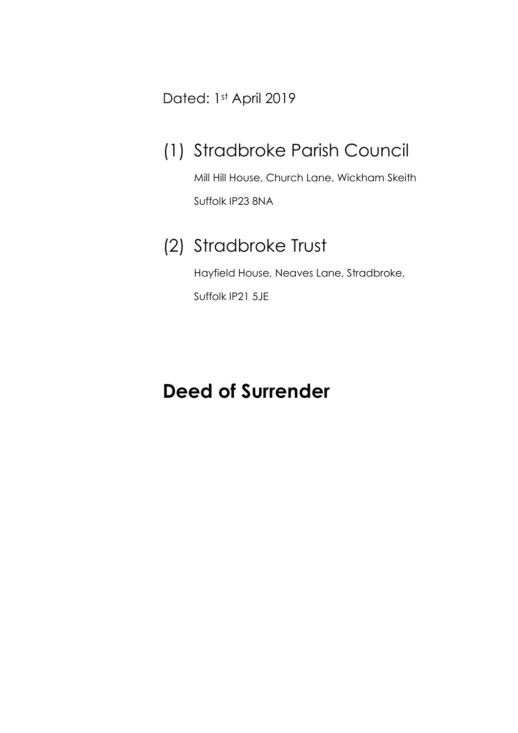Dated: 1st April 2019

## (1) Stradbroke Parish Council

Mill Hill House, Church Lane, Wickham Skeith

Suffolk IP23 8NA

## (2) Stradbroke Trust

Hayfield House, Neaves Lane, Stradbroke,

Suffolk IP21 5JE

# Deed of Surrender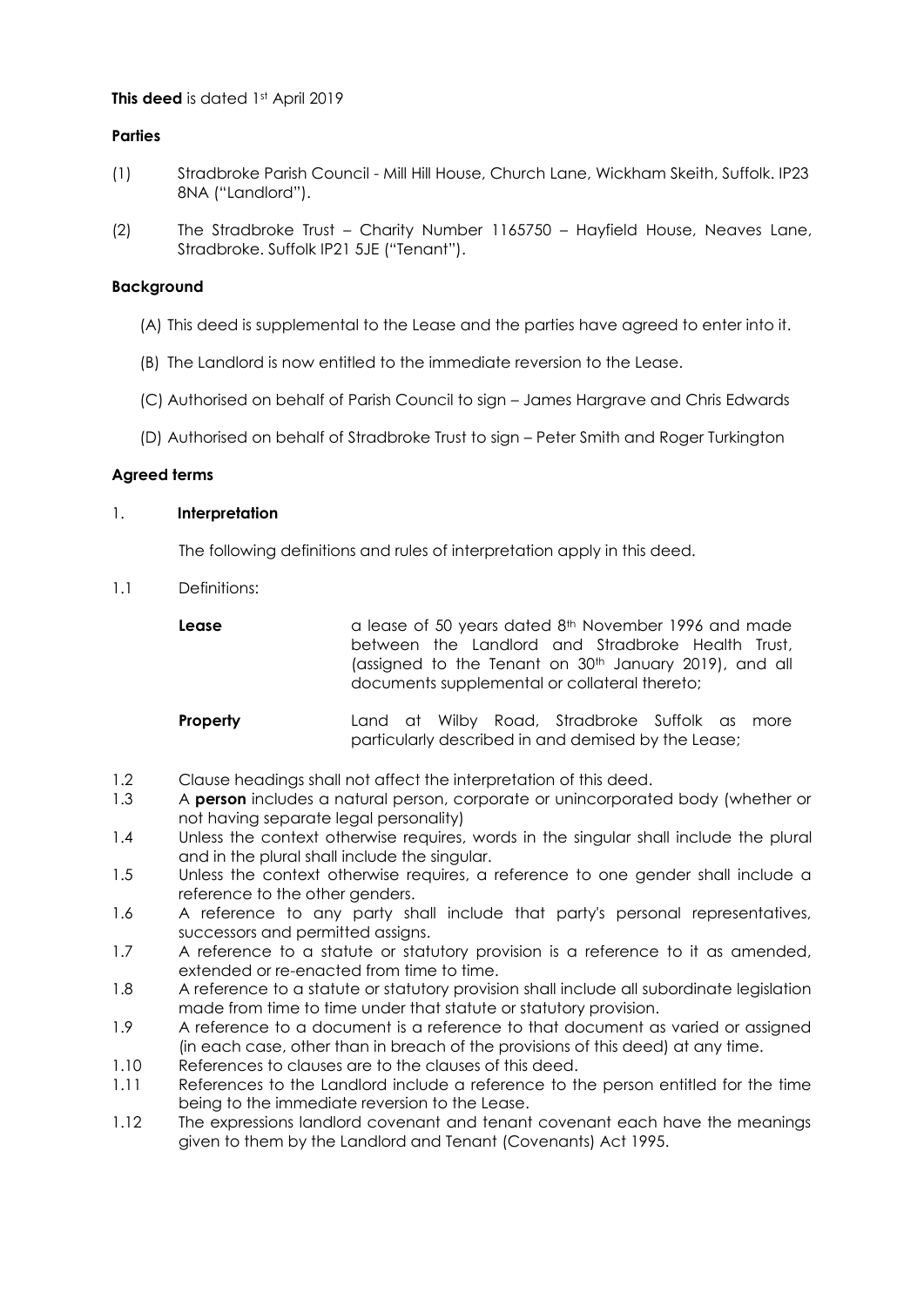**This deed** is dated 1st April 2019

**Parties**

(1) Stradbroke Parish Council - Mill Hill House, Church Lane, Wickham Skeith, Suffolk. IP23 8NA ("Landlord").

(2) The Stradbroke Trust – Charity Number 1165750 – Hayfield House, Neaves Lane, Stradbroke. Suffolk IP21 5JE ("Tenant").

**Background**

(A) This deed is supplemental to the Lease and the parties have agreed to enter into it.

(B) The Landlord is now entitled to the immediate reversion to the Lease.

(C) Authorised on behalf of Parish Council to sign – James Hargrave and Chris Edwards

(D) Authorised on behalf of Stradbroke Trust to sign – Peter Smith and Roger Turkington

**Agreed terms**

1. **Interpretation**

The following definitions and rules of interpretation apply in this deed.

1.1 Definitions:

**Lease** a lease of 50 years dated 8th November 1996 and made between the Landlord and Stradbroke Health Trust, (assigned to the Tenant on 30th January 2019), and all documents supplemental or collateral thereto;

**Property** Land at Wilby Road, Stradbroke Suffolk as more particularly described in and demised by the Lease;

1.2 Clause headings shall not affect the interpretation of this deed.

1.3 A **person** includes a natural person, corporate or unincorporated body (whether or not having separate legal personality)

1.4 Unless the context otherwise requires, words in the singular shall include the plural and in the plural shall include the singular.

1.5 Unless the context otherwise requires, a reference to one gender shall include a reference to the other genders.

1.6 A reference to any party shall include that party's personal representatives, successors and permitted assigns.

1.7 A reference to a statute or statutory provision is a reference to it as amended, extended or re-enacted from time to time.

1.8 A reference to a statute or statutory provision shall include all subordinate legislation made from time to time under that statute or statutory provision.

1.9 A reference to a document is a reference to that document as varied or assigned (in each case, other than in breach of the provisions of this deed) at any time.

1.10 References to clauses are to the clauses of this deed.

1.11 References to the Landlord include a reference to the person entitled for the time being to the immediate reversion to the Lease.

1.12 The expressions landlord covenant and tenant covenant each have the meanings given to them by the Landlord and Tenant (Covenants) Act 1995.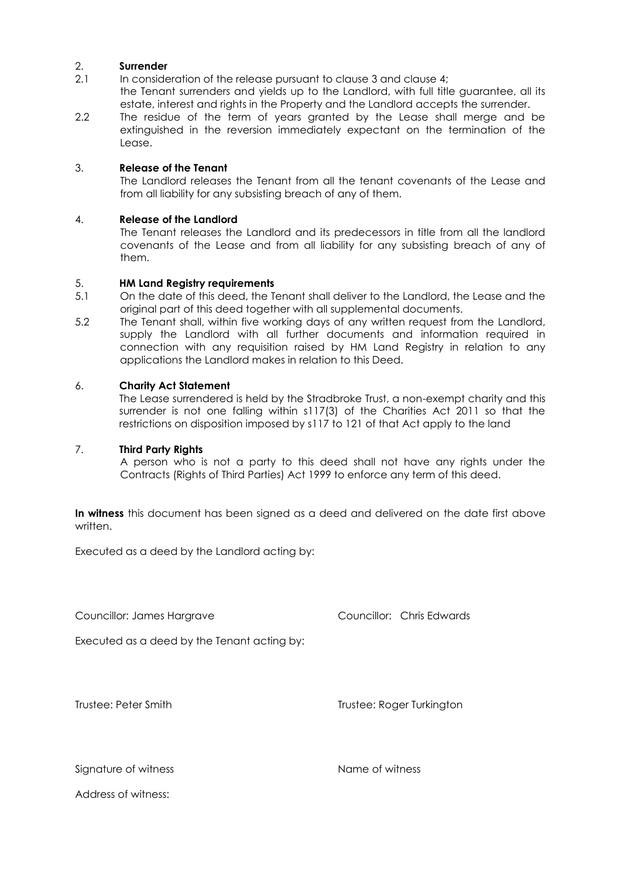## 2. Surrender

2.1 In consideration of the release pursuant to clause 3 and clause 4;
the Tenant surrenders and yields up to the Landlord, with full title guarantee, all its estate, interest and rights in the Property and the Landlord accepts the surrender.

2.2 The residue of the term of years granted by the Lease shall merge and be extinguished in the reversion immediately expectant on the termination of the Lease.

## 3. Release of the Tenant

The Landlord releases the Tenant from all the tenant covenants of the Lease and from all liability for any subsisting breach of any of them.

## 4. Release of the Landlord

The Tenant releases the Landlord and its predecessors in title from all the landlord covenants of the Lease and from all liability for any subsisting breach of any of them.

## 5. HM Land Registry requirements

5.1 On the date of this deed, the Tenant shall deliver to the Landlord, the Lease and the original part of this deed together with all supplemental documents.

5.2 The Tenant shall, within five working days of any written request from the Landlord, supply the Landlord with all further documents and information required in connection with any requisition raised by HM Land Registry in relation to any applications the Landlord makes in relation to this Deed.

## 6. Charity Act Statement

The Lease surrendered is held by the Stradbroke Trust, a non-exempt charity and this surrender is not one falling within s117(3) of the Charities Act 2011 so that the restrictions on disposition imposed by s117 to 121 of that Act apply to the land

## 7. Third Party Rights

A person who is not a party to this deed shall not have any rights under the Contracts (Rights of Third Parties) Act 1999 to enforce any term of this deed.

**In witness** this document has been signed as a deed and delivered on the date first above written.

Executed as a deed by the Landlord acting by:

Councillor: James Hargrave

Councillor: Chris Edwards

Executed as a deed by the Tenant acting by:

Trustee: Peter Smith

Trustee: Roger Turkington

Signature of witness

Name of witness

Address of witness: